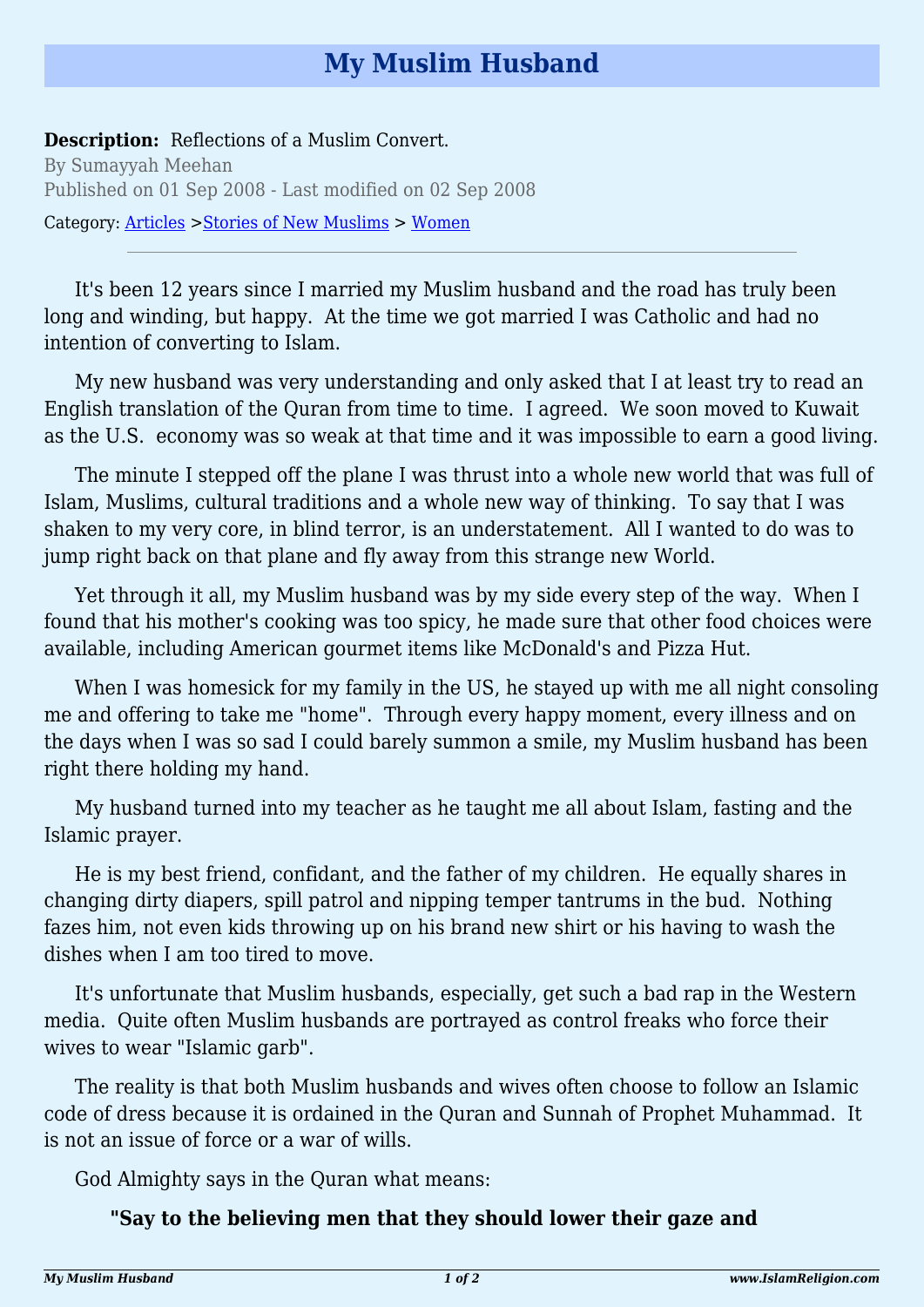# My Muslim Husband

**Description:** Reflections of a Muslim Convert.

By Sumayyah Meehan

Published on 01 Sep 2008 - Last modified on 02 Sep 2008

Category: Articles >Stories of New Muslims > Women

---

It's been 12 years since I married my Muslim husband and the road has truly been long and winding, but happy.  At the time we got married I was Catholic and had no intention of converting to Islam.

My new husband was very understanding and only asked that I at least try to read an English translation of the Quran from time to time.  I agreed.  We soon moved to Kuwait as the U.S.  economy was so weak at that time and it was impossible to earn a good living.

The minute I stepped off the plane I was thrust into a whole new world that was full of Islam, Muslims, cultural traditions and a whole new way of thinking.  To say that I was shaken to my very core, in blind terror, is an understatement.  All I wanted to do was to jump right back on that plane and fly away from this strange new World.

Yet through it all, my Muslim husband was by my side every step of the way.  When I found that his mother's cooking was too spicy, he made sure that other food choices were available, including American gourmet items like McDonald's and Pizza Hut.

When I was homesick for my family in the US, he stayed up with me all night consoling me and offering to take me "home".  Through every happy moment, every illness and on the days when I was so sad I could barely summon a smile, my Muslim husband has been right there holding my hand.

My husband turned into my teacher as he taught me all about Islam, fasting and the Islamic prayer.

He is my best friend, confidant, and the father of my children.  He equally shares in changing dirty diapers, spill patrol and nipping temper tantrums in the bud.  Nothing fazes him, not even kids throwing up on his brand new shirt or his having to wash the dishes when I am too tired to move.

It's unfortunate that Muslim husbands, especially, get such a bad rap in the Western media.  Quite often Muslim husbands are portrayed as control freaks who force their wives to wear "Islamic garb".

The reality is that both Muslim husbands and wives often choose to follow an Islamic code of dress because it is ordained in the Quran and Sunnah of Prophet Muhammad.  It is not an issue of force or a war of wills.

God Almighty says in the Quran what means:

> **"Say to the believing men that they should lower their gaze and**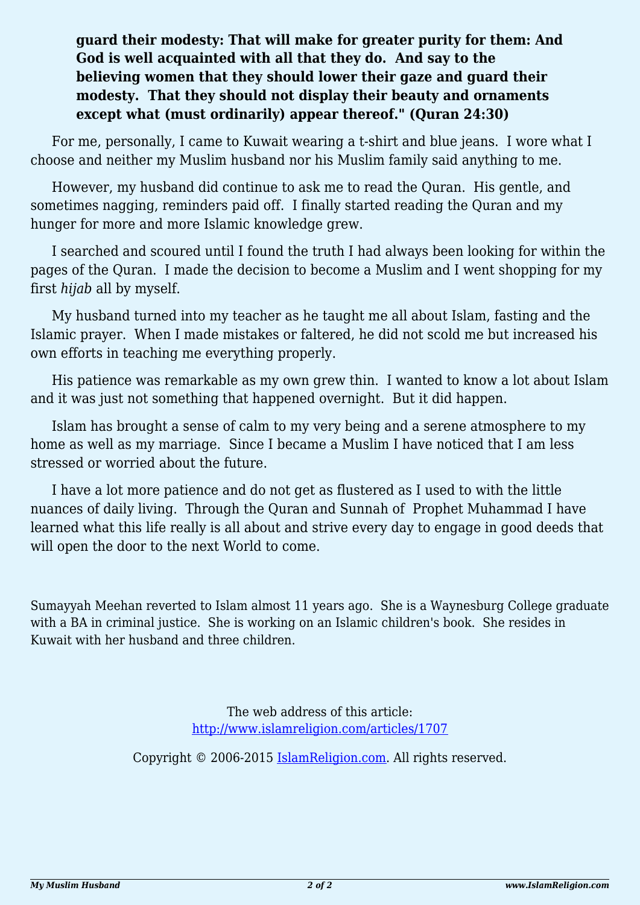> **guard their modesty: That will make for greater purity for them: And God is well acquainted with all that they do. And say to the believing women that they should lower their gaze and guard their modesty. That they should not display their beauty and ornaments except what (must ordinarily) appear thereof." (Quran 24:30)**

For me, personally, I came to Kuwait wearing a t-shirt and blue jeans. I wore what I choose and neither my Muslim husband nor his Muslim family said anything to me.

However, my husband did continue to ask me to read the Quran. His gentle, and sometimes nagging, reminders paid off. I finally started reading the Quran and my hunger for more and more Islamic knowledge grew.

I searched and scoured until I found the truth I had always been looking for within the pages of the Quran. I made the decision to become a Muslim and I went shopping for my first *hijab* all by myself.

My husband turned into my teacher as he taught me all about Islam, fasting and the Islamic prayer. When I made mistakes or faltered, he did not scold me but increased his own efforts in teaching me everything properly.

His patience was remarkable as my own grew thin. I wanted to know a lot about Islam and it was just not something that happened overnight. But it did happen.

Islam has brought a sense of calm to my very being and a serene atmosphere to my home as well as my marriage. Since I became a Muslim I have noticed that I am less stressed or worried about the future.

I have a lot more patience and do not get as flustered as I used to with the little nuances of daily living. Through the Quran and Sunnah of Prophet Muhammad I have learned what this life really is all about and strive every day to engage in good deeds that will open the door to the next World to come.

Sumayyah Meehan reverted to Islam almost 11 years ago. She is a Waynesburg College graduate with a BA in criminal justice. She is working on an Islamic children's book. She resides in Kuwait with her husband and three children.

The web address of this article:
http://www.islamreligion.com/articles/1707

Copyright © 2006-2015 IslamReligion.com. All rights reserved.